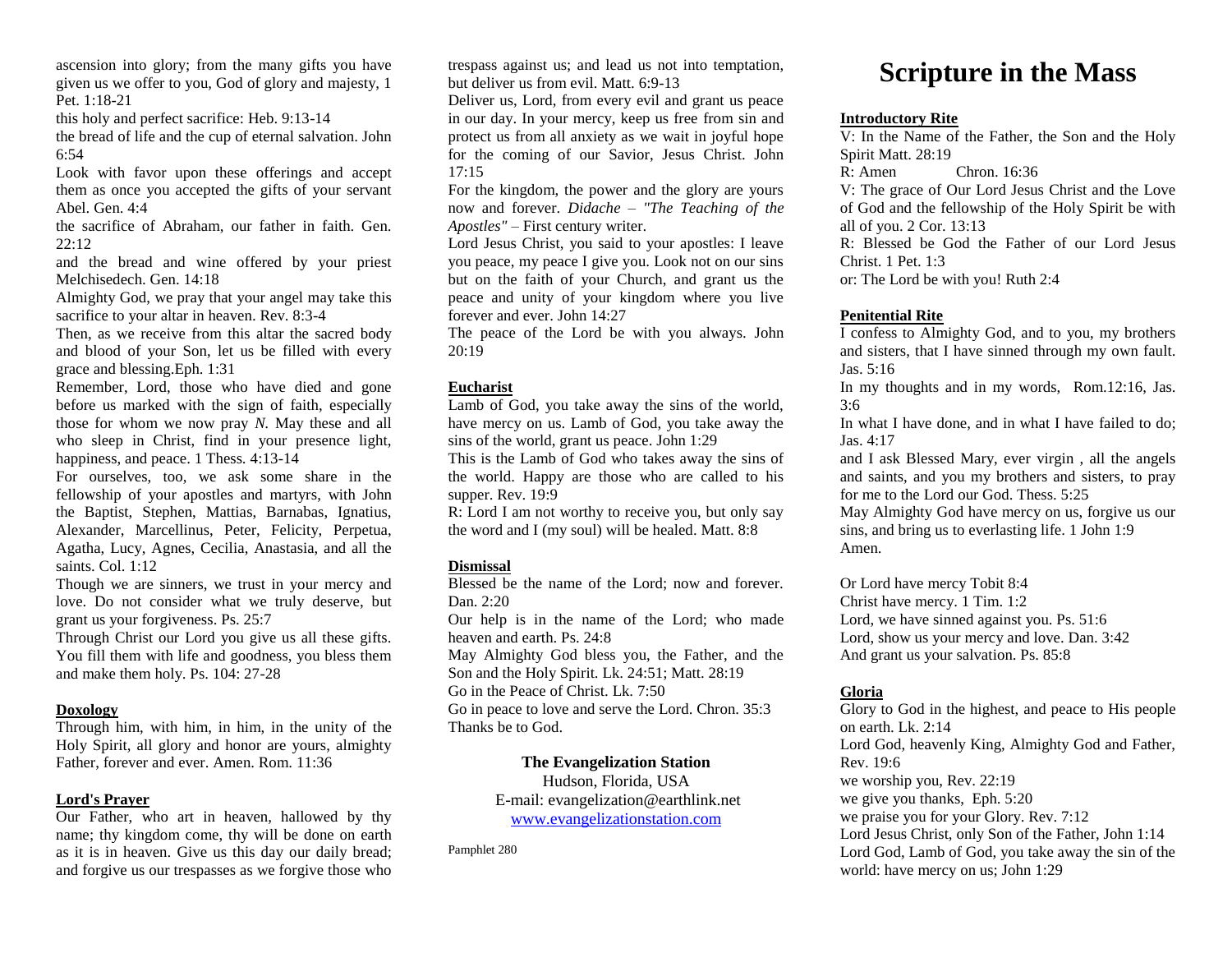ascension into glory; from the many gifts you have given us we offer to you, God of glory and majesty, 1 Pet. 1:18-21

this holy and perfect sacrifice: Heb. 9:13-14

the bread of life and the cup of eternal salvation. John 6:54

Look with favor upon these offerings and accept them as once you accepted the gifts of your servant Abel. Gen. 4:4

the sacrifice of Abraham, our father in faith. Gen. 22:12

and the bread and wine offered by your priest Melchisedech. Gen. 14:18

Almighty God, we pray that your angel may take this sacrifice to your altar in heaven. Rev. 8:3-4

Then, as we receive from this altar the sacred body and blood of your Son, let us be filled with every grace and blessing.Eph. 1:31

Remember, Lord, those who have died and gone before us marked with the sign of faith, especially those for whom we now pray *N.* May these and all who sleep in Christ, find in your presence light, happiness, and peace. 1 Thess. 4:13-14

For ourselves, too, we ask some share in the fellowship of your apostles and martyrs, with John the Baptist, Stephen, Mattias, Barnabas, Ignatius, Alexander, Marcellinus, Peter, Felicity, Perpetua, Agatha, Lucy, Agnes, Cecilia, Anastasia, and all the saints. Col. 1:12

Though we are sinners, we trust in your mercy and love. Do not consider what we truly deserve, but grant us your forgiveness. Ps. 25:7

Through Christ our Lord you give us all these gifts. You fill them with life and goodness, you bless them and make them holy. Ps. 104: 27-28

**Doxology**

Through him, with him, in him, in the unity of the Holy Spirit, all glory and honor are yours, almighty Father, forever and ever. Amen. Rom. 11:36

**Lord's Prayer**

Our Father, who art in heaven, hallowed by thy name; thy kingdom come, thy will be done on earth as it is in heaven. Give us this day our daily bread; and forgive us our trespasses as we forgive those who trespass against us; and lead us not into temptation, but deliver us from evil. Matt. 6:9-13

Deliver us, Lord, from every evil and grant us peace in our day. In your mercy, keep us free from sin and protect us from all anxiety as we wait in joyful hope for the coming of our Savior, Jesus Christ. John 17:15

For the kingdom, the power and the glory are yours now and forever. *Didache – "The Teaching of the Apostles"* – First century writer.

Lord Jesus Christ, you said to your apostles: I leave you peace, my peace I give you. Look not on our sins but on the faith of your Church, and grant us the peace and unity of your kingdom where you live forever and ever. John 14:27

The peace of the Lord be with you always. John 20:19

**Eucharist**

Lamb of God, you take away the sins of the world, have mercy on us. Lamb of God, you take away the sins of the world, grant us peace. John 1:29

This is the Lamb of God who takes away the sins of the world. Happy are those who are called to his supper. Rev. 19:9

R: Lord I am not worthy to receive you, but only say the word and I (my soul) will be healed. Matt. 8:8

**Dismissal**

Blessed be the name of the Lord; now and forever. Dan. 2:20

Our help is in the name of the Lord; who made heaven and earth. Ps. 24:8

May Almighty God bless you, the Father, and the Son and the Holy Spirit. Lk. 24:51; Matt. 28:19

Go in the Peace of Christ. Lk. 7:50

Go in peace to love and serve the Lord. Chron. 35:3

Thanks be to God.

**The Evangelization Station**

Hudson, Florida, USA

E-mail: evangelization@earthlink.net

www.evangelizationstation.com

Pamphlet 280

# Scripture in the Mass

**Introductory Rite**

V: In the Name of the Father, the Son and the Holy Spirit Matt. 28:19

R: Amen Chron. 16:36

V: The grace of Our Lord Jesus Christ and the Love of God and the fellowship of the Holy Spirit be with all of you. 2 Cor. 13:13

R: Blessed be God the Father of our Lord Jesus Christ. 1 Pet. 1:3

or: The Lord be with you! Ruth 2:4

**Penitential Rite**

I confess to Almighty God, and to you, my brothers and sisters, that I have sinned through my own fault. Jas. 5:16

In my thoughts and in my words, Rom.12:16, Jas. 3:6

In what I have done, and in what I have failed to do; Jas. 4:17

and I ask Blessed Mary, ever virgin , all the angels and saints, and you my brothers and sisters, to pray for me to the Lord our God. Thess. 5:25

May Almighty God have mercy on us, forgive us our sins, and bring us to everlasting life. 1 John 1:9

Amen.

Or Lord have mercy Tobit 8:4

Christ have mercy. 1 Tim. 1:2

Lord, we have sinned against you. Ps. 51:6

Lord, show us your mercy and love. Dan. 3:42

And grant us your salvation. Ps. 85:8

**Gloria**

Glory to God in the highest, and peace to His people on earth. Lk. 2:14

Lord God, heavenly King, Almighty God and Father, Rev. 19:6

we worship you, Rev. 22:19

we give you thanks, Eph. 5:20

we praise you for your Glory. Rev. 7:12

Lord Jesus Christ, only Son of the Father, John 1:14

Lord God, Lamb of God, you take away the sin of the world: have mercy on us; John 1:29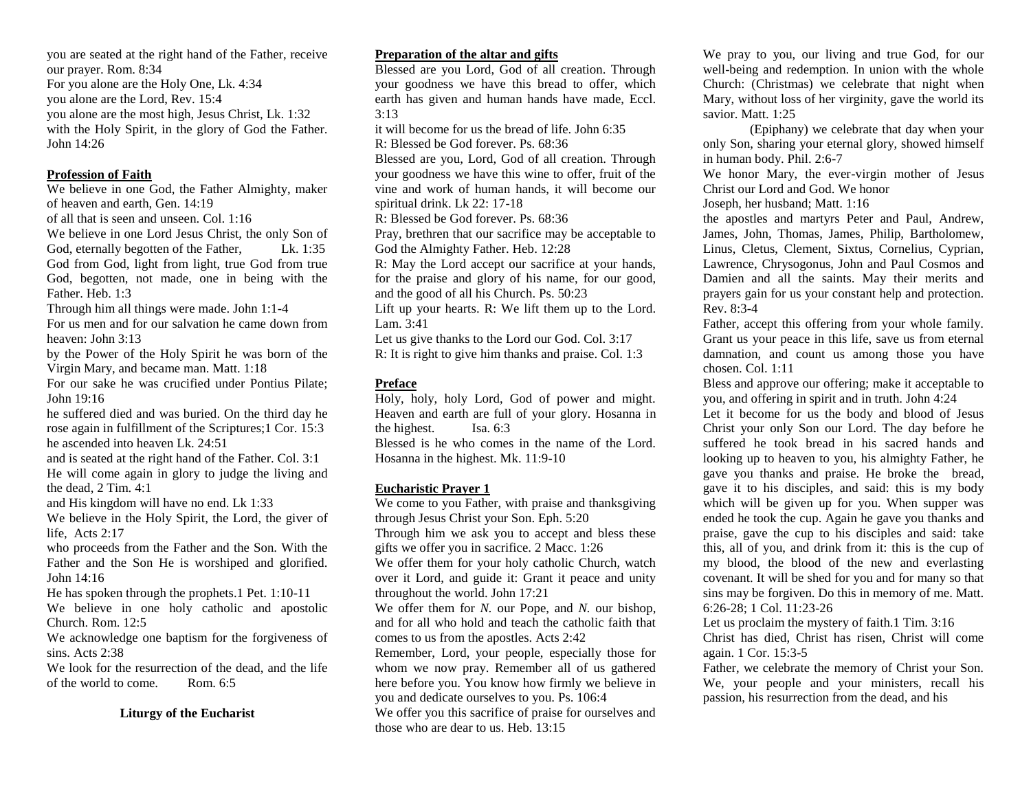you are seated at the right hand of the Father, receive our prayer. Rom. 8:34

For you alone are the Holy One, Lk. 4:34

you alone are the Lord, Rev. 15:4

you alone are the most high, Jesus Christ, Lk. 1:32 with the Holy Spirit, in the glory of God the Father. John 14:26

**Profession of Faith**

We believe in one God, the Father Almighty, maker of heaven and earth, Gen. 14:19

of all that is seen and unseen. Col. 1:16

We believe in one Lord Jesus Christ, the only Son of God, eternally begotten of the Father, Lk. 1:35 God from God, light from light, true God from true God, begotten, not made, one in being with the Father. Heb. 1:3

Through him all things were made. John 1:1-4

For us men and for our salvation he came down from heaven: John 3:13

by the Power of the Holy Spirit he was born of the Virgin Mary, and became man. Matt. 1:18

For our sake he was crucified under Pontius Pilate; John 19:16

he suffered died and was buried. On the third day he rose again in fulfillment of the Scriptures;1 Cor. 15:3

he ascended into heaven Lk. 24:51

and is seated at the right hand of the Father. Col. 3:1

He will come again in glory to judge the living and the dead, 2 Tim. 4:1

and His kingdom will have no end. Lk 1:33

We believe in the Holy Spirit, the Lord, the giver of life, Acts 2:17

who proceeds from the Father and the Son. With the Father and the Son He is worshiped and glorified. John 14:16

He has spoken through the prophets.1 Pet. 1:10-11

We believe in one holy catholic and apostolic Church. Rom. 12:5

We acknowledge one baptism for the forgiveness of sins. Acts 2:38

We look for the resurrection of the dead, and the life of the world to come. Rom. 6:5

**Liturgy of the Eucharist**

**Preparation of the altar and gifts**

Blessed are you Lord, God of all creation. Through your goodness we have this bread to offer, which earth has given and human hands have made, Eccl. 3:13

it will become for us the bread of life. John 6:35

R: Blessed be God forever. Ps. 68:36

Blessed are you, Lord, God of all creation. Through your goodness we have this wine to offer, fruit of the vine and work of human hands, it will become our spiritual drink. Lk 22: 17-18

R: Blessed be God forever. Ps. 68:36

Pray, brethren that our sacrifice may be acceptable to God the Almighty Father. Heb. 12:28

R: May the Lord accept our sacrifice at your hands, for the praise and glory of his name, for our good, and the good of all his Church. Ps. 50:23

Lift up your hearts. R: We lift them up to the Lord. Lam. 3:41

Let us give thanks to the Lord our God. Col. 3:17

R: It is right to give him thanks and praise. Col. 1:3

**Preface**

Holy, holy, holy Lord, God of power and might. Heaven and earth are full of your glory. Hosanna in the highest. Isa. 6:3

Blessed is he who comes in the name of the Lord. Hosanna in the highest. Mk. 11:9-10

**Eucharistic Prayer 1**

We come to you Father, with praise and thanksgiving through Jesus Christ your Son. Eph. 5:20

Through him we ask you to accept and bless these gifts we offer you in sacrifice. 2 Macc. 1:26

We offer them for your holy catholic Church, watch over it Lord, and guide it: Grant it peace and unity throughout the world. John 17:21

We offer them for *N.* our Pope, and *N.* our bishop, and for all who hold and teach the catholic faith that comes to us from the apostles. Acts 2:42

Remember, Lord, your people, especially those for whom we now pray. Remember all of us gathered here before you. You know how firmly we believe in you and dedicate ourselves to you. Ps. 106:4

We offer you this sacrifice of praise for ourselves and those who are dear to us. Heb. 13:15

We pray to you, our living and true God, for our well-being and redemption. In union with the whole Church: (Christmas) we celebrate that night when Mary, without loss of her virginity, gave the world its savior. Matt. 1:25

(Epiphany) we celebrate that day when your only Son, sharing your eternal glory, showed himself in human body. Phil. 2:6-7

We honor Mary, the ever-virgin mother of Jesus Christ our Lord and God. We honor

Joseph, her husband; Matt. 1:16

the apostles and martyrs Peter and Paul, Andrew, James, John, Thomas, James, Philip, Bartholomew, Linus, Cletus, Clement, Sixtus, Cornelius, Cyprian, Lawrence, Chrysogonus, John and Paul Cosmos and Damien and all the saints. May their merits and prayers gain for us your constant help and protection. Rev. 8:3-4

Father, accept this offering from your whole family. Grant us your peace in this life, save us from eternal damnation, and count us among those you have chosen. Col. 1:11

Bless and approve our offering; make it acceptable to you, and offering in spirit and in truth. John 4:24

Let it become for us the body and blood of Jesus Christ your only Son our Lord. The day before he suffered he took bread in his sacred hands and looking up to heaven to you, his almighty Father, he gave you thanks and praise. He broke the bread, gave it to his disciples, and said: this is my body which will be given up for you. When supper was ended he took the cup. Again he gave you thanks and praise, gave the cup to his disciples and said: take this, all of you, and drink from it: this is the cup of my blood, the blood of the new and everlasting covenant. It will be shed for you and for many so that sins may be forgiven. Do this in memory of me. Matt. 6:26-28; 1 Col. 11:23-26

Let us proclaim the mystery of faith.1 Tim. 3:16

Christ has died, Christ has risen, Christ will come again. 1 Cor. 15:3-5

Father, we celebrate the memory of Christ your Son. We, your people and your ministers, recall his passion, his resurrection from the dead, and his